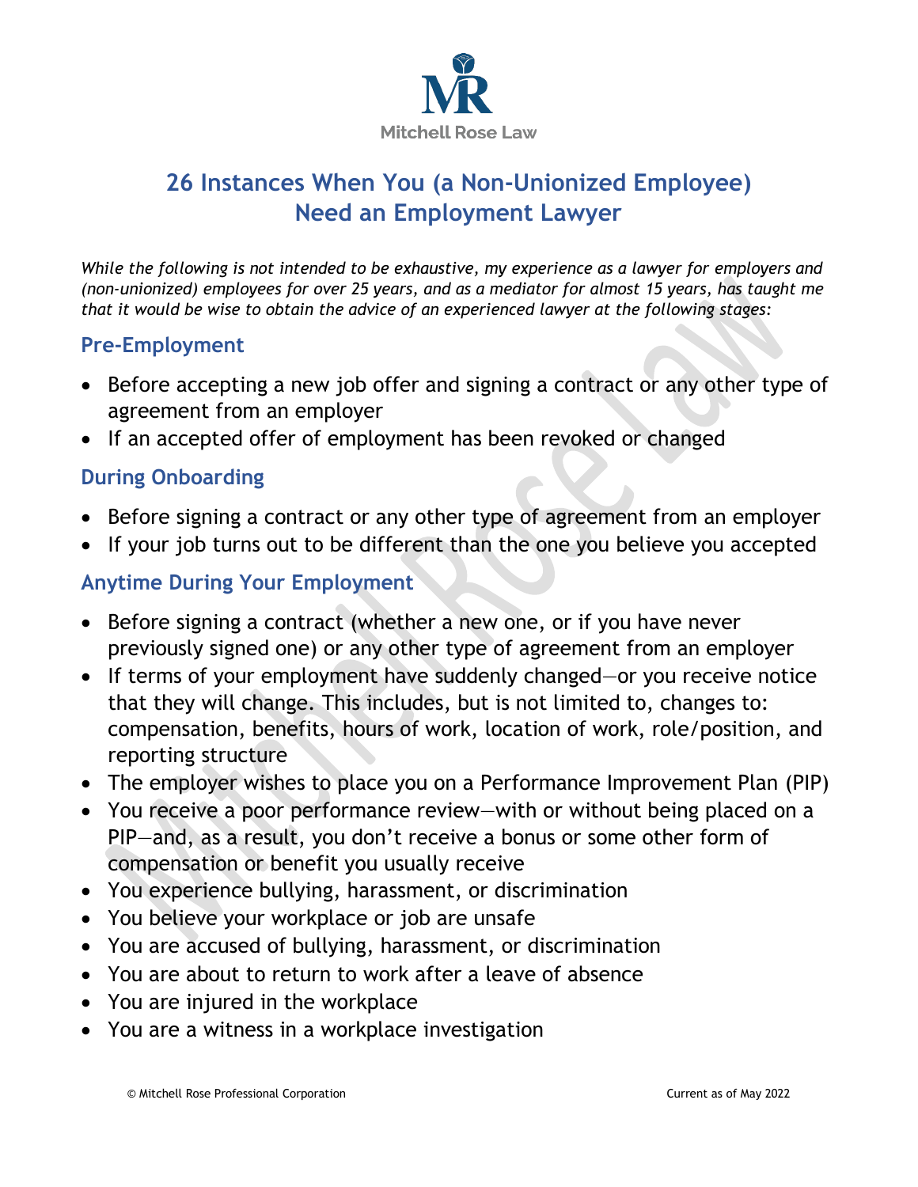Mitchell Rose Law

# 26 Instances When You (a Non-Unionized Employee) Need an Employment Lawyer

*While the following is not intended to be exhaustive, my experience as a lawyer for employers and (non-unionized) employees for over 25 years, and as a mediator for almost 15 years, has taught me that it would be wise to obtain the advice of an experienced lawyer at the following stages:*

## Pre-Employment

- Before accepting a new job offer and signing a contract or any other type of agreement from an employer
- If an accepted offer of employment has been revoked or changed

## During Onboarding

- Before signing a contract or any other type of agreement from an employer
- If your job turns out to be different than the one you believe you accepted

## Anytime During Your Employment

- Before signing a contract (whether a new one, or if you have never previously signed one) or any other type of agreement from an employer
- If terms of your employment have suddenly changed—or you receive notice that they will change. This includes, but is not limited to, changes to: compensation, benefits, hours of work, location of work, role/position, and reporting structure
- The employer wishes to place you on a Performance Improvement Plan (PIP)
- You receive a poor performance review—with or without being placed on a PIP—and, as a result, you don't receive a bonus or some other form of compensation or benefit you usually receive
- You experience bullying, harassment, or discrimination
- You believe your workplace or job are unsafe
- You are accused of bullying, harassment, or discrimination
- You are about to return to work after a leave of absence
- You are injured in the workplace
- You are a witness in a workplace investigation

© Mitchell Rose Professional Corporation Current as of May 2022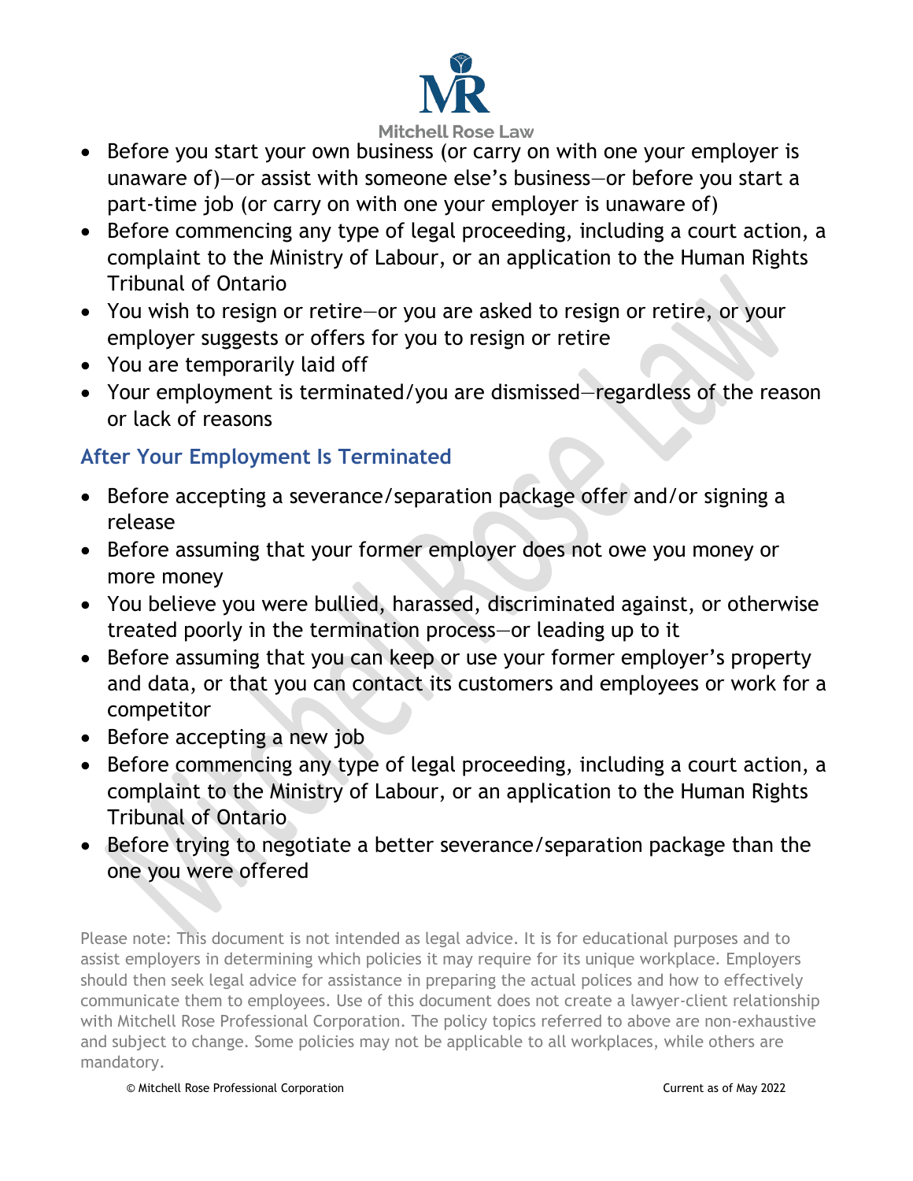- Before you start your own business (or carry on with one your employer is unaware of)—or assist with someone else's business—or before you start a part-time job (or carry on with one your employer is unaware of)
- Before commencing any type of legal proceeding, including a court action, a complaint to the Ministry of Labour, or an application to the Human Rights Tribunal of Ontario
- You wish to resign or retire—or you are asked to resign or retire, or your employer suggests or offers for you to resign or retire
- You are temporarily laid off
- Your employment is terminated/you are dismissed—regardless of the reason or lack of reasons

## After Your Employment Is Terminated

- Before accepting a severance/separation package offer and/or signing a release
- Before assuming that your former employer does not owe you money or more money
- You believe you were bullied, harassed, discriminated against, or otherwise treated poorly in the termination process—or leading up to it
- Before assuming that you can keep or use your former employer's property and data, or that you can contact its customers and employees or work for a competitor
- Before accepting a new job
- Before commencing any type of legal proceeding, including a court action, a complaint to the Ministry of Labour, or an application to the Human Rights Tribunal of Ontario
- Before trying to negotiate a better severance/separation package than the one you were offered

Please note: This document is not intended as legal advice. It is for educational purposes and to assist employers in determining which policies it may require for its unique workplace. Employers should then seek legal advice for assistance in preparing the actual polices and how to effectively communicate them to employees. Use of this document does not create a lawyer-client relationship with Mitchell Rose Professional Corporation. The policy topics referred to above are non-exhaustive and subject to change. Some policies may not be applicable to all workplaces, while others are mandatory.

© Mitchell Rose Professional Corporation

Current as of May 2022